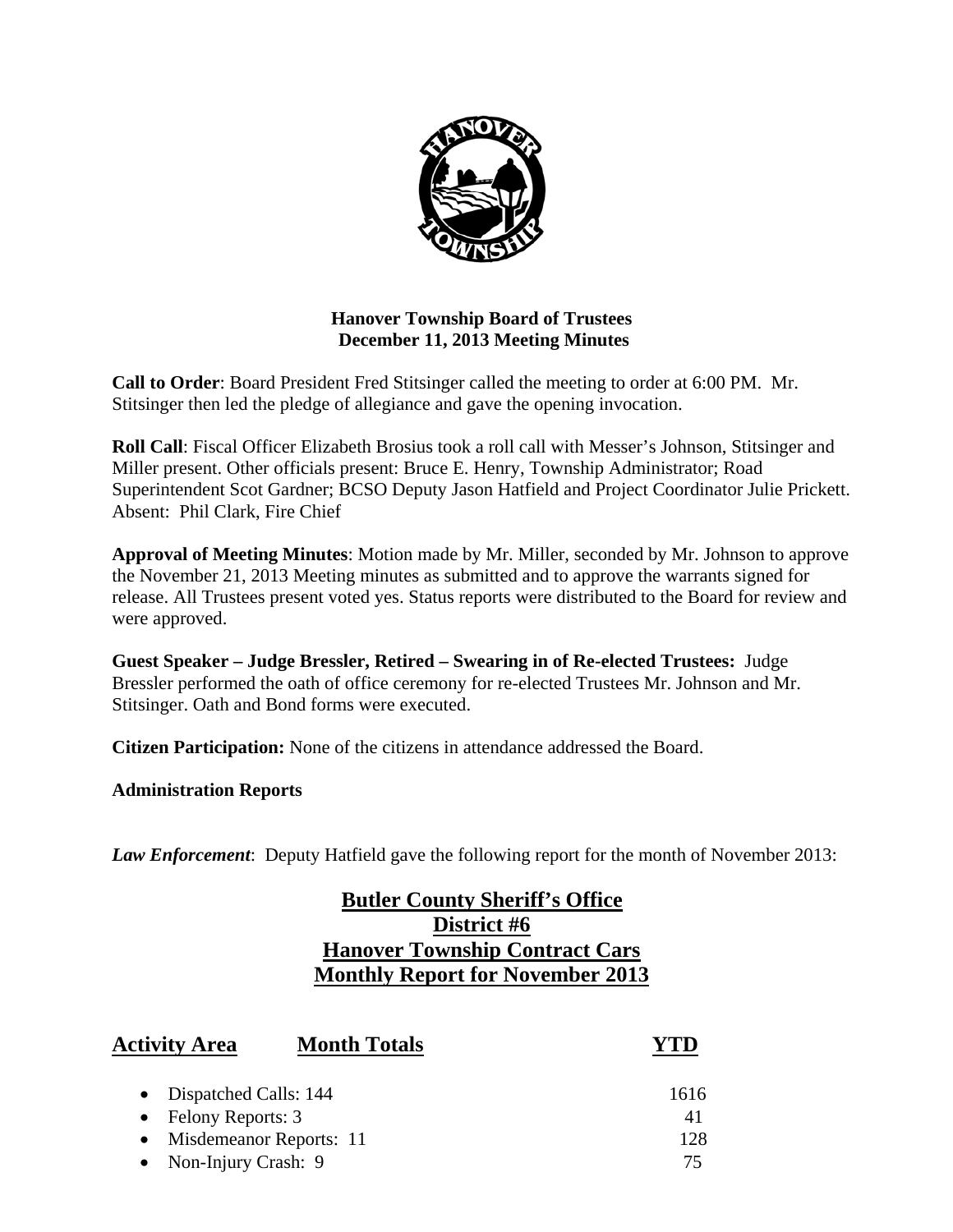**Hanover Township Board of Trustees**
**December 11, 2013 Meeting Minutes**

**Call to Order**: Board President Fred Stitsinger called the meeting to order at 6:00 PM. Mr. Stitsinger then led the pledge of allegiance and gave the opening invocation.

**Roll Call**: Fiscal Officer Elizabeth Brosius took a roll call with Messer's Johnson, Stitsinger and Miller present. Other officials present: Bruce E. Henry, Township Administrator; Road Superintendent Scot Gardner; BCSO Deputy Jason Hatfield and Project Coordinator Julie Prickett. Absent: Phil Clark, Fire Chief

**Approval of Meeting Minutes**: Motion made by Mr. Miller, seconded by Mr. Johnson to approve the November 21, 2013 Meeting minutes as submitted and to approve the warrants signed for release. All Trustees present voted yes. Status reports were distributed to the Board for review and were approved.

**Guest Speaker – Judge Bressler, Retired – Swearing in of Re-elected Trustees:** Judge Bressler performed the oath of office ceremony for re-elected Trustees Mr. Johnson and Mr. Stitsinger. Oath and Bond forms were executed.

**Citizen Participation:** None of the citizens in attendance addressed the Board.

**Administration Reports**

***Law Enforcement***: Deputy Hatfield gave the following report for the month of November 2013:

**Butler County Sheriff's Office**
**District #6**
**Hanover Township Contract Cars**
**Monthly Report for November 2013**

| Activity Area | Month Totals | YTD |
|---|---|---|
| Dispatched Calls | 144 | 1616 |
| Felony Reports | 3 | 41 |
| Misdemeanor Reports | 11 | 128 |
| Non-Injury Crash | 9 | 75 |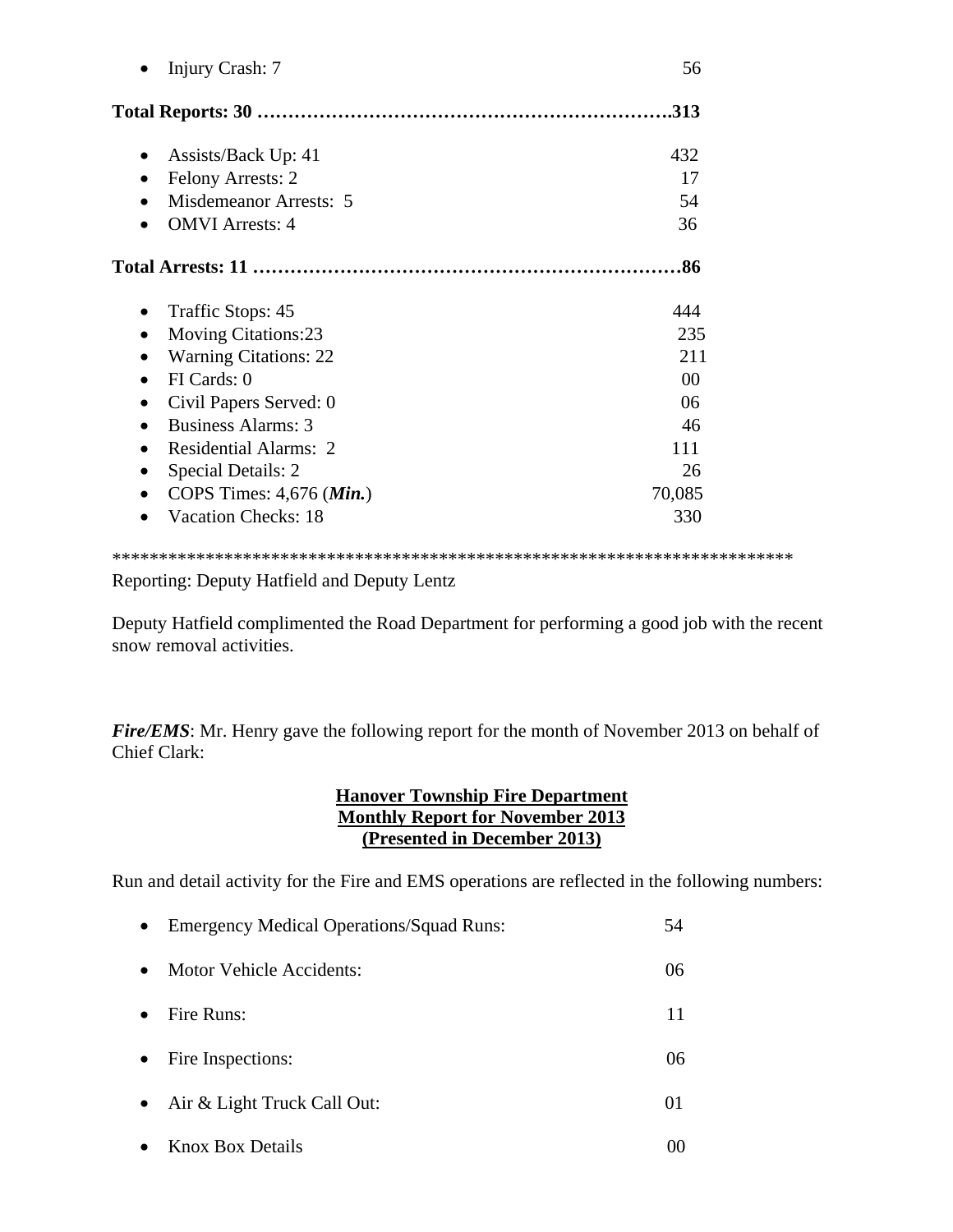- Injury Crash: 7 56

**Total Reports: 30 ……………………………………………………….313**

- Assists/Back Up: 41 432
- Felony Arrests: 2 17
- Misdemeanor Arrests: 5 54
- OMVI Arrests: 4 36

**Total Arrests: 11 …………………………………………………………86**

- Traffic Stops: 45 444
- Moving Citations:23 235
- Warning Citations: 22 211
- FI Cards: 0 00
- Civil Papers Served: 0 06
- Business Alarms: 3 46
- Residential Alarms: 2 111
- Special Details: 2 26
- COPS Times: 4,676 (***Min.***) 70,085
- Vacation Checks: 18 330

**************************************************************************

Reporting: Deputy Hatfield and Deputy Lentz

Deputy Hatfield complimented the Road Department for performing a good job with the recent snow removal activities.

***Fire/EMS***: Mr. Henry gave the following report for the month of November 2013 on behalf of Chief Clark:

**Hanover Township Fire Department**
**Monthly Report for November 2013**
**(Presented in December 2013)**

Run and detail activity for the Fire and EMS operations are reflected in the following numbers:

- Emergency Medical Operations/Squad Runs: 54
- Motor Vehicle Accidents: 06
- Fire Runs: 11
- Fire Inspections: 06
- Air & Light Truck Call Out: 01
- Knox Box Details 00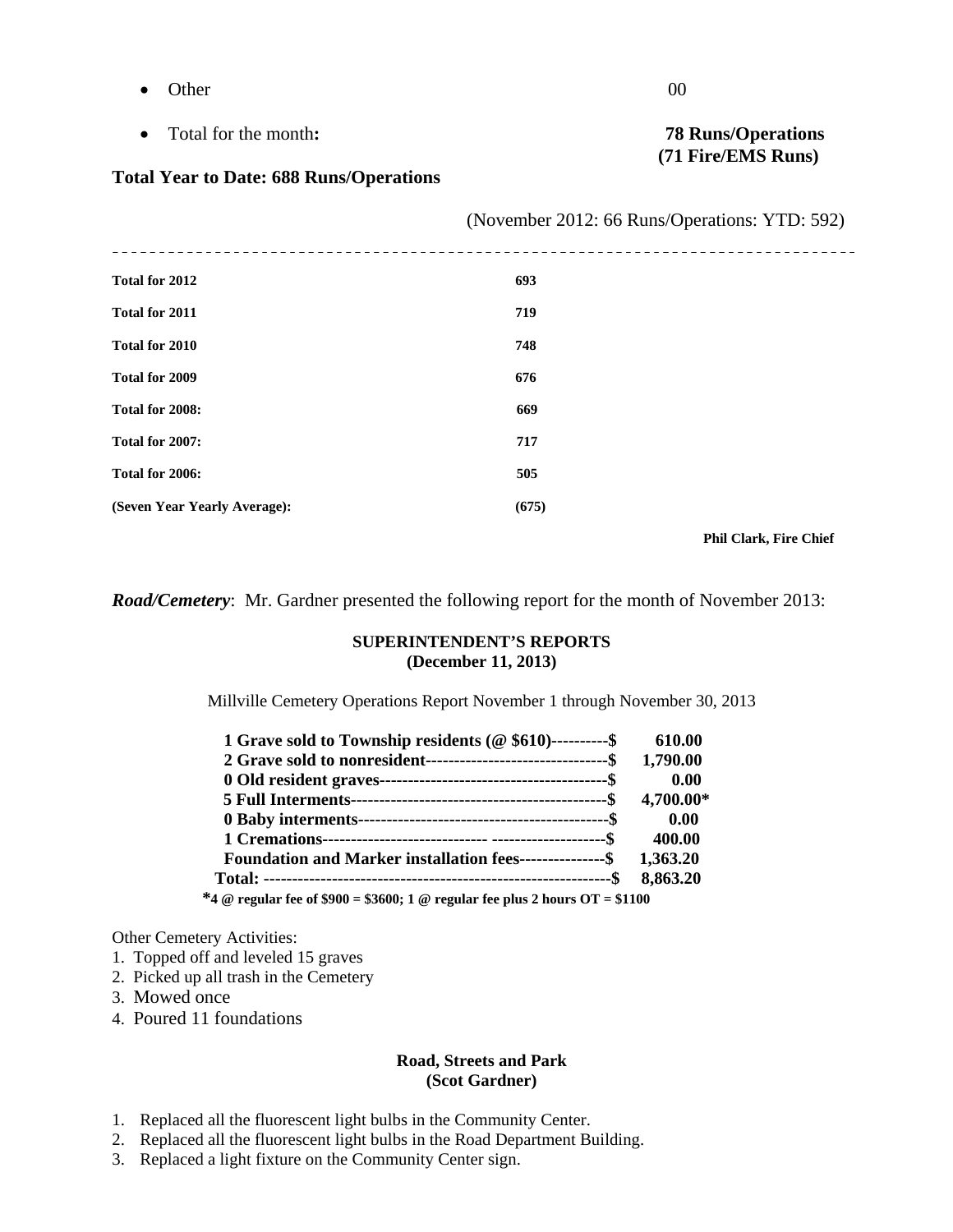- Other 00
- Total for the month**:** **78 Runs/Operations (71 Fire/EMS Runs)**

**Total Year to Date: 688 Runs/Operations**

(November 2012: 66 Runs/Operations: YTD: 592)

---

| | |
|---|---|
| **Total for 2012** | **693** |
| **Total for 2011** | **719** |
| **Total for 2010** | **748** |
| **Total for 2009** | **676** |
| **Total for 2008:** | **669** |
| **Total for 2007:** | **717** |
| **Total for 2006:** | **505** |
| **(Seven Year Yearly Average):** | **(675)** |

**Phil Clark, Fire Chief**

***Road/Cemetery***: Mr. Gardner presented the following report for the month of November 2013:

**SUPERINTENDENT'S REPORTS**
**(December 11, 2013)**

Millville Cemetery Operations Report November 1 through November 30, 2013

| | |
|---|---|
| **1 Grave sold to Township residents (@ $610)----------$** | **610.00** |
| **2 Grave sold to nonresident--------------------------------$** | **1,790.00** |
| **0 Old resident graves----------------------------------------$** | **0.00** |
| **5 Full Interments---------------------------------------------$** | **4,700.00*** |
| **0 Baby interments--------------------------------------------$** | **0.00** |
| **1 Cremations---------------------------- --------------------$** | **400.00** |
| **Foundation and Marker installation fees---------------$** | **1,363.20** |
| **Total: -------------------------------------------------------------$** | **8,863.20** |

***4 @ regular fee of $900 = $3600; 1 @ regular fee plus 2 hours OT = $1100**

Other Cemetery Activities:

1. Topped off and leveled 15 graves
2. Picked up all trash in the Cemetery
3. Mowed once
4. Poured 11 foundations

**Road, Streets and Park**
**(Scot Gardner)**

1. Replaced all the fluorescent light bulbs in the Community Center.
2. Replaced all the fluorescent light bulbs in the Road Department Building.
3. Replaced a light fixture on the Community Center sign.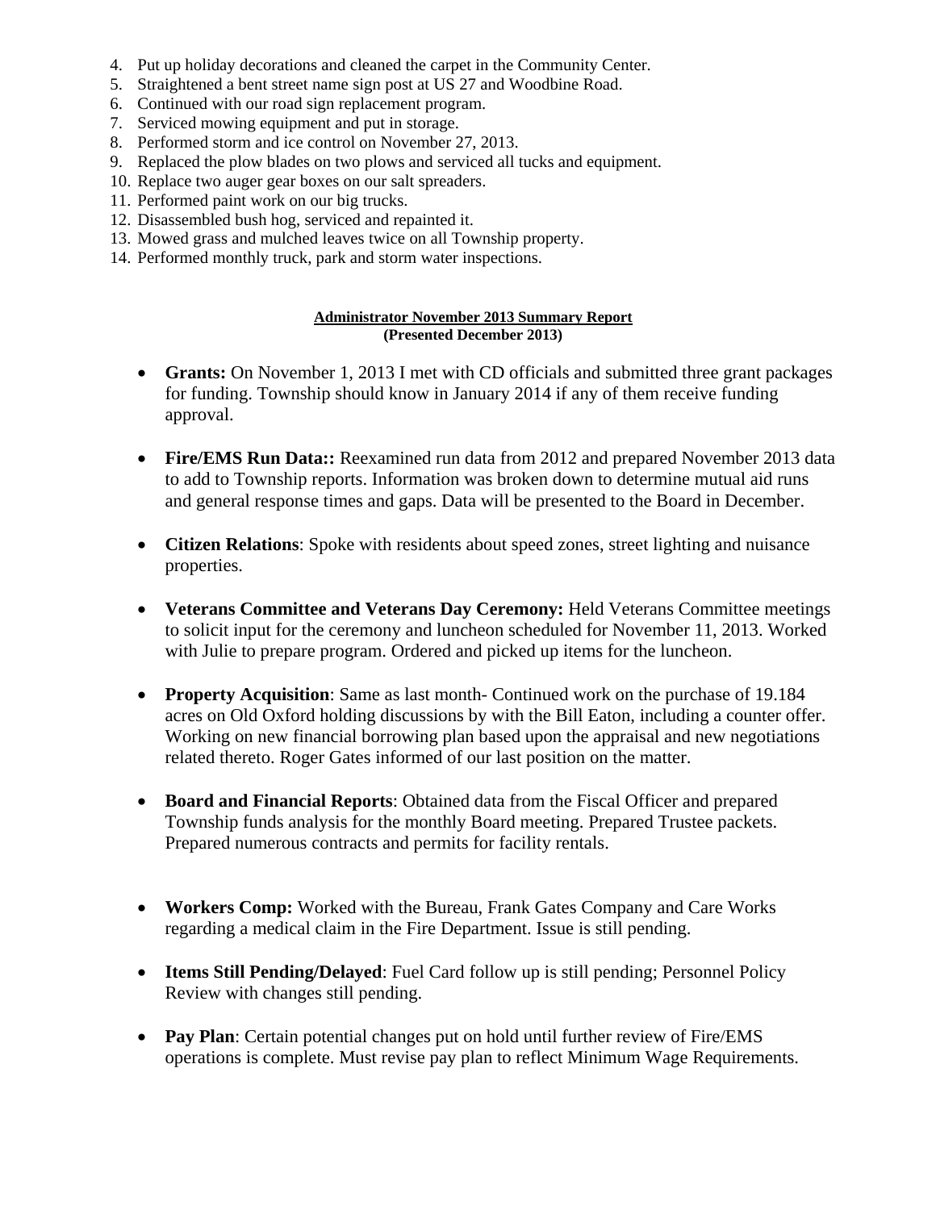4. Put up holiday decorations and cleaned the carpet in the Community Center.
5. Straightened a bent street name sign post at US 27 and Woodbine Road.
6. Continued with our road sign replacement program.
7. Serviced mowing equipment and put in storage.
8. Performed storm and ice control on November 27, 2013.
9. Replaced the plow blades on two plows and serviced all tucks and equipment.
10. Replace two auger gear boxes on our salt spreaders.
11. Performed paint work on our big trucks.
12. Disassembled bush hog, serviced and repainted it.
13. Mowed grass and mulched leaves twice on all Township property.
14. Performed monthly truck, park and storm water inspections.

**Administrator November 2013 Summary Report**
**(Presented December 2013)**

- **Grants:** On November 1, 2013 I met with CD officials and submitted three grant packages for funding. Township should know in January 2014 if any of them receive funding approval.

- **Fire/EMS Run Data::** Reexamined run data from 2012 and prepared November 2013 data to add to Township reports. Information was broken down to determine mutual aid runs and general response times and gaps. Data will be presented to the Board in December.

- **Citizen Relations**: Spoke with residents about speed zones, street lighting and nuisance properties.

- **Veterans Committee and Veterans Day Ceremony:** Held Veterans Committee meetings to solicit input for the ceremony and luncheon scheduled for November 11, 2013. Worked with Julie to prepare program. Ordered and picked up items for the luncheon.

- **Property Acquisition**: Same as last month- Continued work on the purchase of 19.184 acres on Old Oxford holding discussions by with the Bill Eaton, including a counter offer. Working on new financial borrowing plan based upon the appraisal and new negotiations related thereto. Roger Gates informed of our last position on the matter.

- **Board and Financial Reports**: Obtained data from the Fiscal Officer and prepared Township funds analysis for the monthly Board meeting. Prepared Trustee packets. Prepared numerous contracts and permits for facility rentals.

- **Workers Comp:** Worked with the Bureau, Frank Gates Company and Care Works regarding a medical claim in the Fire Department. Issue is still pending.

- **Items Still Pending/Delayed**: Fuel Card follow up is still pending; Personnel Policy Review with changes still pending.

- **Pay Plan**: Certain potential changes put on hold until further review of Fire/EMS operations is complete. Must revise pay plan to reflect Minimum Wage Requirements.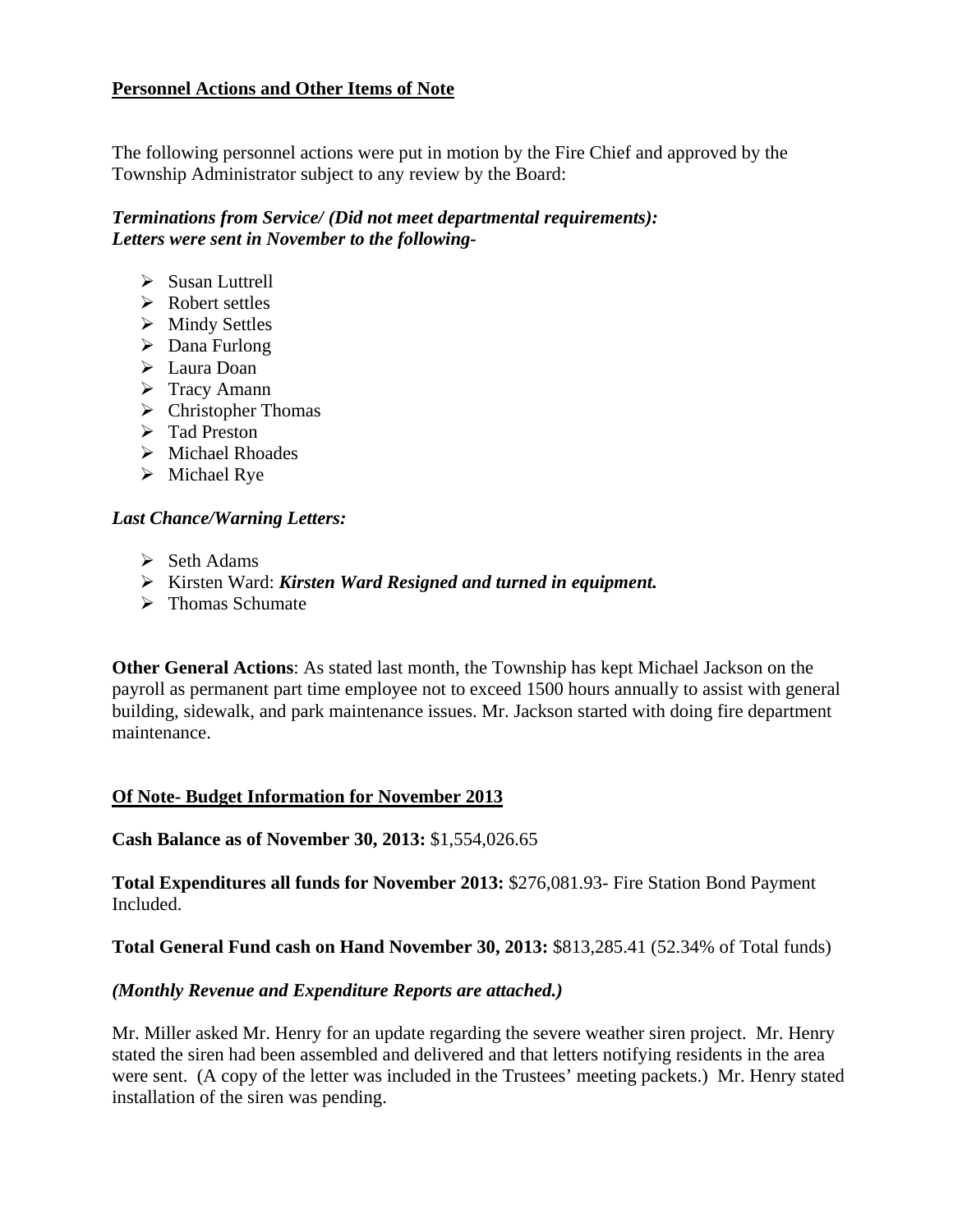**Personnel Actions and Other Items of Note**

The following personnel actions were put in motion by the Fire Chief and approved by the Township Administrator subject to any review by the Board:

***Terminations from Service/ (Did not meet departmental requirements):***
***Letters were sent in November to the following-***

- Susan Luttrell
- Robert settles
- Mindy Settles
- Dana Furlong
- Laura Doan
- Tracy Amann
- Christopher Thomas
- Tad Preston
- Michael Rhoades
- Michael Rye

***Last Chance/Warning Letters:***

- Seth Adams
- Kirsten Ward: ***Kirsten Ward Resigned and turned in equipment.***
- Thomas Schumate

**Other General Actions**: As stated last month, the Township has kept Michael Jackson on the payroll as permanent part time employee not to exceed 1500 hours annually to assist with general building, sidewalk, and park maintenance issues. Mr. Jackson started with doing fire department maintenance.

**Of Note- Budget Information for November 2013**

**Cash Balance as of November 30, 2013:** $1,554,026.65

**Total Expenditures all funds for November 2013:** $276,081.93- Fire Station Bond Payment Included.

**Total General Fund cash on Hand November 30, 2013:** $813,285.41 (52.34% of Total funds)

***(Monthly Revenue and Expenditure Reports are attached.)***

Mr. Miller asked Mr. Henry for an update regarding the severe weather siren project. Mr. Henry stated the siren had been assembled and delivered and that letters notifying residents in the area were sent. (A copy of the letter was included in the Trustees' meeting packets.) Mr. Henry stated installation of the siren was pending.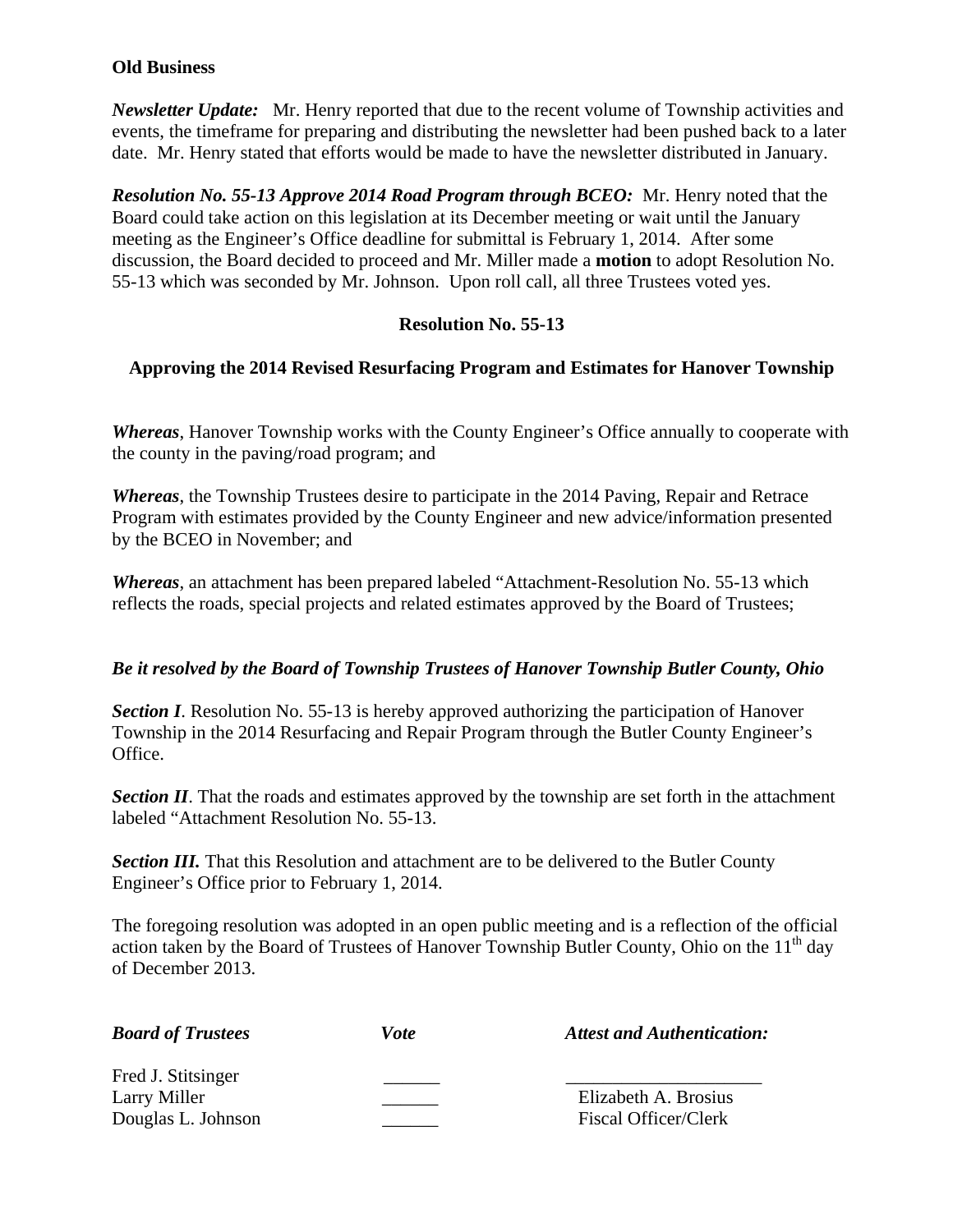**Old Business**

***Newsletter Update:*** Mr. Henry reported that due to the recent volume of Township activities and events, the timeframe for preparing and distributing the newsletter had been pushed back to a later date. Mr. Henry stated that efforts would be made to have the newsletter distributed in January.

***Resolution No. 55-13 Approve 2014 Road Program through BCEO:*** Mr. Henry noted that the Board could take action on this legislation at its December meeting or wait until the January meeting as the Engineer's Office deadline for submittal is February 1, 2014. After some discussion, the Board decided to proceed and Mr. Miller made a **motion** to adopt Resolution No. 55-13 which was seconded by Mr. Johnson. Upon roll call, all three Trustees voted yes.

**Resolution No. 55-13**

**Approving the 2014 Revised Resurfacing Program and Estimates for Hanover Township**

***Whereas***, Hanover Township works with the County Engineer's Office annually to cooperate with the county in the paving/road program; and

***Whereas***, the Township Trustees desire to participate in the 2014 Paving, Repair and Retrace Program with estimates provided by the County Engineer and new advice/information presented by the BCEO in November; and

***Whereas***, an attachment has been prepared labeled "Attachment-Resolution No. 55-13 which reflects the roads, special projects and related estimates approved by the Board of Trustees;

***Be it resolved by the Board of Township Trustees of Hanover Township Butler County, Ohio***

***Section I***. Resolution No. 55-13 is hereby approved authorizing the participation of Hanover Township in the 2014 Resurfacing and Repair Program through the Butler County Engineer's Office.

***Section II***. That the roads and estimates approved by the township are set forth in the attachment labeled "Attachment Resolution No. 55-13.

***Section III.*** That this Resolution and attachment are to be delivered to the Butler County Engineer's Office prior to February 1, 2014.

The foregoing resolution was adopted in an open public meeting and is a reflection of the official action taken by the Board of Trustees of Hanover Township Butler County, Ohio on the 11th day of December 2013.

| ***Board of Trustees*** | ***Vote*** | ***Attest and Authentication:*** |
|---|---|---|
| Fred J. Stitsinger | ______ | ____________________ |
| Larry Miller | ______ | Elizabeth A. Brosius |
| Douglas L. Johnson | ______ | Fiscal Officer/Clerk |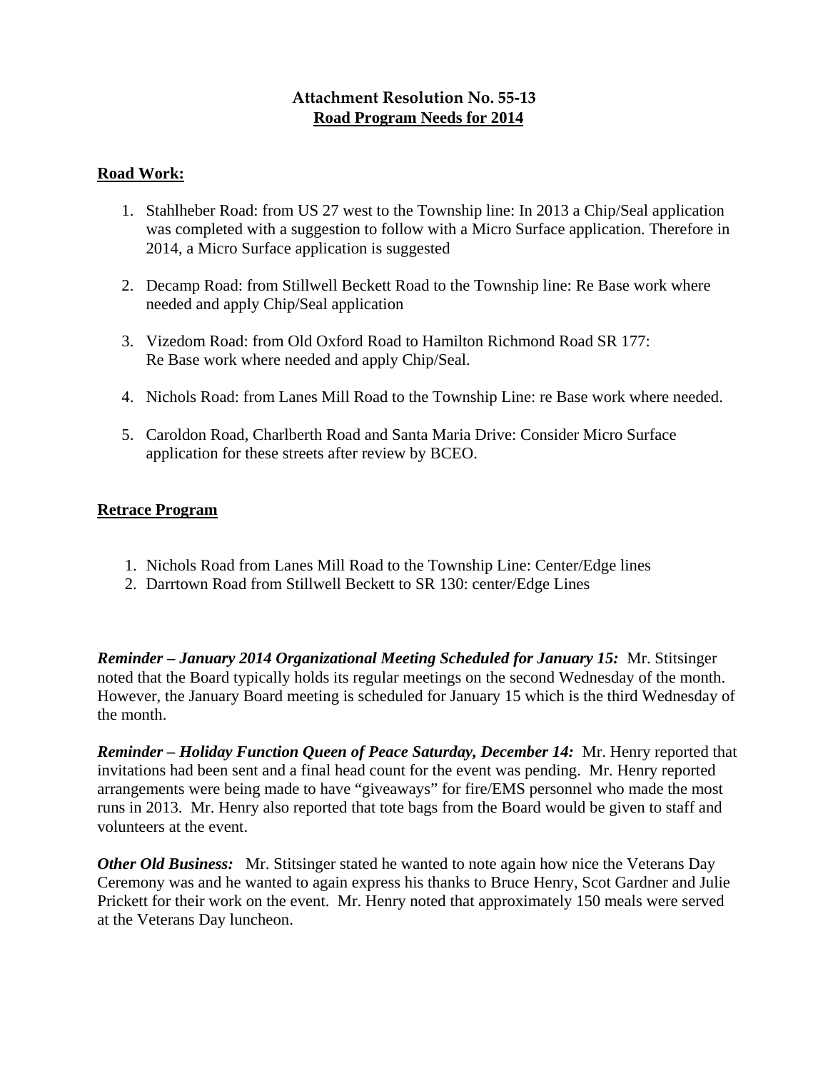## Attachment Resolution No. 55-13
### **Road Program Needs for 2014**

**Road Work:**

1. Stahlheber Road: from US 27 west to the Township line: In 2013 a Chip/Seal application was completed with a suggestion to follow with a Micro Surface application. Therefore in 2014, a Micro Surface application is suggested

2. Decamp Road: from Stillwell Beckett Road to the Township line: Re Base work where needed and apply Chip/Seal application

3. Vizedom Road: from Old Oxford Road to Hamilton Richmond Road SR 177: Re Base work where needed and apply Chip/Seal.

4. Nichols Road: from Lanes Mill Road to the Township Line: re Base work where needed.

5. Caroldon Road, Charlberth Road and Santa Maria Drive: Consider Micro Surface application for these streets after review by BCEO.

**Retrace Program**

1. Nichols Road from Lanes Mill Road to the Township Line: Center/Edge lines
2. Darrtown Road from Stillwell Beckett to SR 130: center/Edge Lines

***Reminder – January 2014 Organizational Meeting Scheduled for January 15:*** Mr. Stitsinger noted that the Board typically holds its regular meetings on the second Wednesday of the month. However, the January Board meeting is scheduled for January 15 which is the third Wednesday of the month.

***Reminder – Holiday Function Queen of Peace Saturday, December 14:*** Mr. Henry reported that invitations had been sent and a final head count for the event was pending. Mr. Henry reported arrangements were being made to have "giveaways" for fire/EMS personnel who made the most runs in 2013. Mr. Henry also reported that tote bags from the Board would be given to staff and volunteers at the event.

***Other Old Business:*** Mr. Stitsinger stated he wanted to note again how nice the Veterans Day Ceremony was and he wanted to again express his thanks to Bruce Henry, Scot Gardner and Julie Prickett for their work on the event. Mr. Henry noted that approximately 150 meals were served at the Veterans Day luncheon.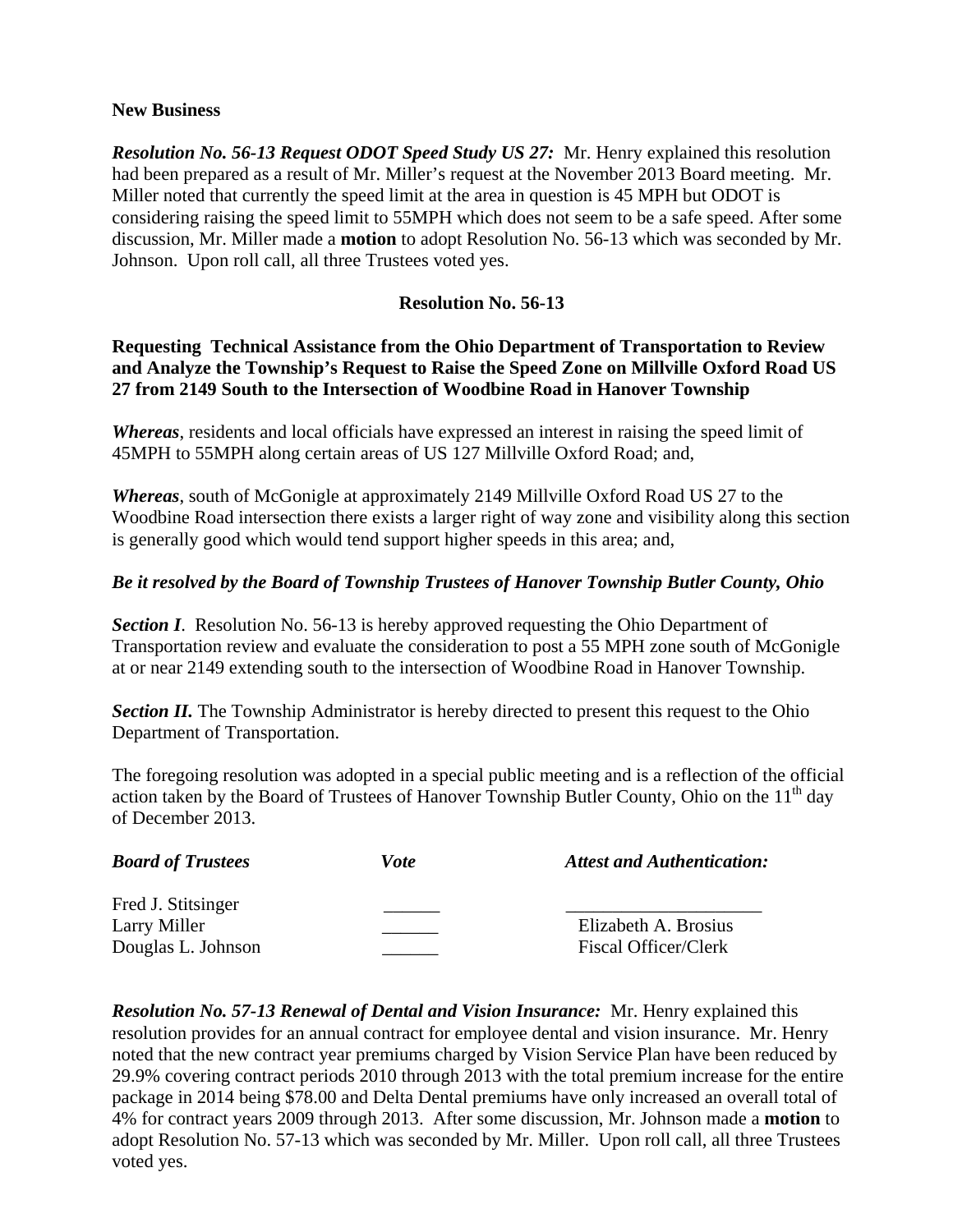**New Business**

***Resolution No. 56-13 Request ODOT Speed Study US 27:*** Mr. Henry explained this resolution had been prepared as a result of Mr. Miller's request at the November 2013 Board meeting. Mr. Miller noted that currently the speed limit at the area in question is 45 MPH but ODOT is considering raising the speed limit to 55MPH which does not seem to be a safe speed. After some discussion, Mr. Miller made a **motion** to adopt Resolution No. 56-13 which was seconded by Mr. Johnson. Upon roll call, all three Trustees voted yes.

**Resolution No. 56-13**

**Requesting Technical Assistance from the Ohio Department of Transportation to Review and Analyze the Township's Request to Raise the Speed Zone on Millville Oxford Road US 27 from 2149 South to the Intersection of Woodbine Road in Hanover Township**

***Whereas***, residents and local officials have expressed an interest in raising the speed limit of 45MPH to 55MPH along certain areas of US 127 Millville Oxford Road; and,

***Whereas***, south of McGonigle at approximately 2149 Millville Oxford Road US 27 to the Woodbine Road intersection there exists a larger right of way zone and visibility along this section is generally good which would tend support higher speeds in this area; and,

***Be it resolved by the Board of Township Trustees of Hanover Township Butler County, Ohio***

***Section I***. Resolution No. 56-13 is hereby approved requesting the Ohio Department of Transportation review and evaluate the consideration to post a 55 MPH zone south of McGonigle at or near 2149 extending south to the intersection of Woodbine Road in Hanover Township.

***Section II.*** The Township Administrator is hereby directed to present this request to the Ohio Department of Transportation.

The foregoing resolution was adopted in a special public meeting and is a reflection of the official action taken by the Board of Trustees of Hanover Township Butler County, Ohio on the 11th day of December 2013.

| *Board of Trustees* | *Vote* | *Attest and Authentication:* |
|---|---|---|
| Fred J. Stitsinger | ______ | _____________________ |
| Larry Miller | ______ | Elizabeth A. Brosius |
| Douglas L. Johnson | ______ | Fiscal Officer/Clerk |

***Resolution No. 57-13 Renewal of Dental and Vision Insurance:*** Mr. Henry explained this resolution provides for an annual contract for employee dental and vision insurance. Mr. Henry noted that the new contract year premiums charged by Vision Service Plan have been reduced by 29.9% covering contract periods 2010 through 2013 with the total premium increase for the entire package in 2014 being $78.00 and Delta Dental premiums have only increased an overall total of 4% for contract years 2009 through 2013. After some discussion, Mr. Johnson made a **motion** to adopt Resolution No. 57-13 which was seconded by Mr. Miller. Upon roll call, all three Trustees voted yes.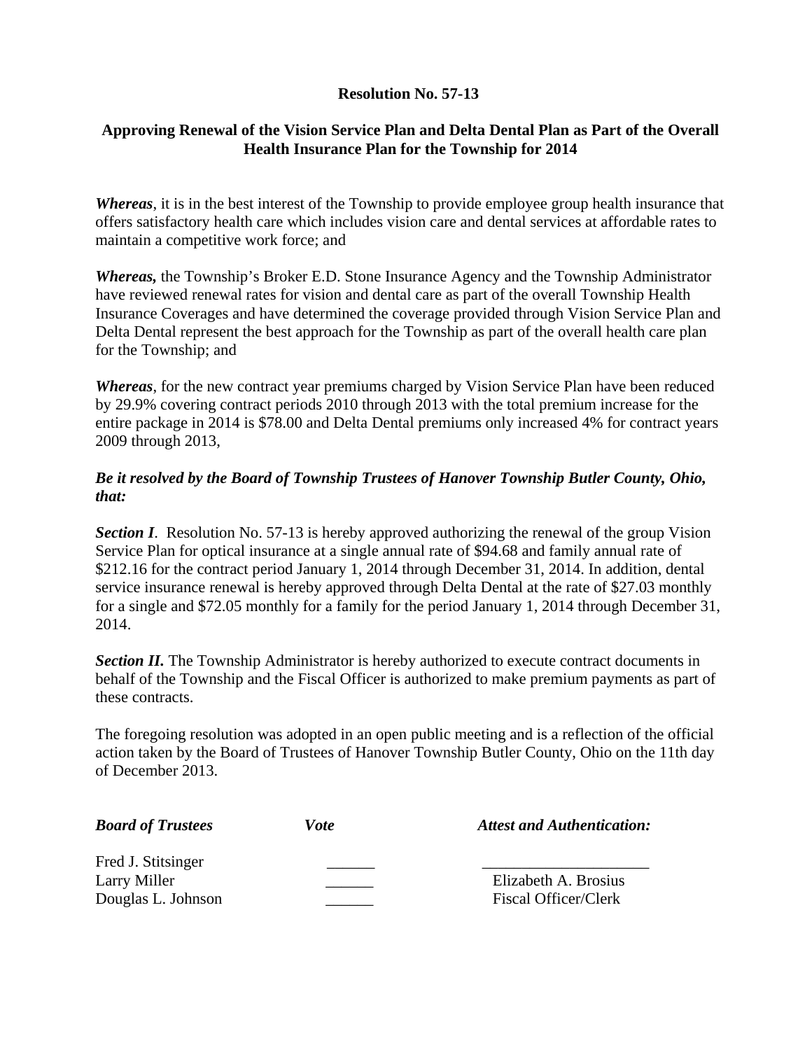**Resolution No. 57-13**

**Approving Renewal of the Vision Service Plan and Delta Dental Plan as Part of the Overall Health Insurance Plan for the Township for 2014**

***Whereas***, it is in the best interest of the Township to provide employee group health insurance that offers satisfactory health care which includes vision care and dental services at affordable rates to maintain a competitive work force; and

***Whereas,*** the Township's Broker E.D. Stone Insurance Agency and the Township Administrator have reviewed renewal rates for vision and dental care as part of the overall Township Health Insurance Coverages and have determined the coverage provided through Vision Service Plan and Delta Dental represent the best approach for the Township as part of the overall health care plan for the Township; and

***Whereas***, for the new contract year premiums charged by Vision Service Plan have been reduced by 29.9% covering contract periods 2010 through 2013 with the total premium increase for the entire package in 2014 is $78.00 and Delta Dental premiums only increased 4% for contract years 2009 through 2013,

***Be it resolved by the Board of Township Trustees of Hanover Township Butler County, Ohio, that:***

***Section I***. Resolution No. 57-13 is hereby approved authorizing the renewal of the group Vision Service Plan for optical insurance at a single annual rate of $94.68 and family annual rate of $212.16 for the contract period January 1, 2014 through December 31, 2014. In addition, dental service insurance renewal is hereby approved through Delta Dental at the rate of $27.03 monthly for a single and $72.05 monthly for a family for the period January 1, 2014 through December 31, 2014.

***Section II.*** The Township Administrator is hereby authorized to execute contract documents in behalf of the Township and the Fiscal Officer is authorized to make premium payments as part of these contracts.

The foregoing resolution was adopted in an open public meeting and is a reflection of the official action taken by the Board of Trustees of Hanover Township Butler County, Ohio on the 11th day of December 2013.

| ***Board of Trustees*** | ***Vote*** | ***Attest and Authentication:*** |
|---|---|---|
| Fred J. Stitsinger | ______ | _____________________ |
| Larry Miller | ______ | Elizabeth A. Brosius |
| Douglas L. Johnson | ______ | Fiscal Officer/Clerk |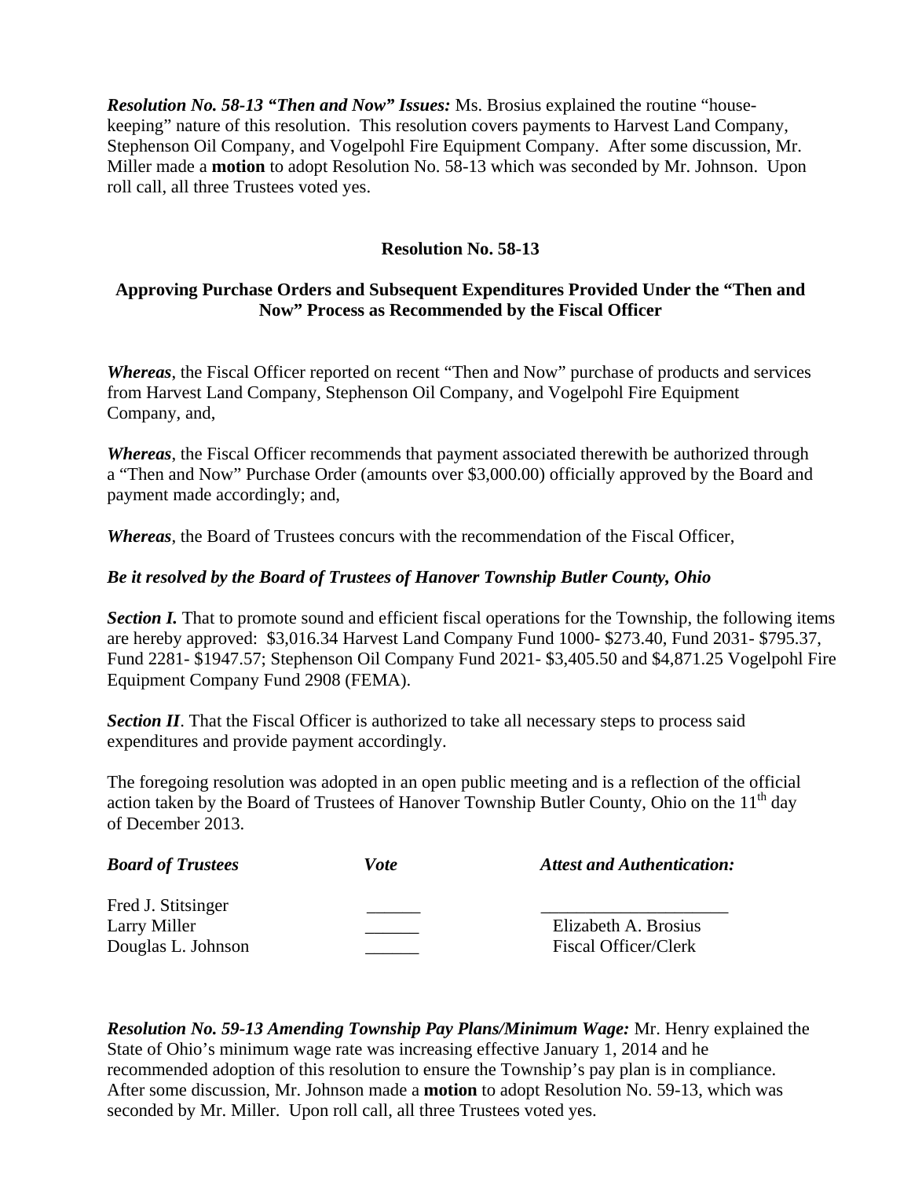***Resolution No. 58-13 "Then and Now" Issues:*** Ms. Brosius explained the routine "house-keeping" nature of this resolution. This resolution covers payments to Harvest Land Company, Stephenson Oil Company, and Vogelpohl Fire Equipment Company. After some discussion, Mr. Miller made a **motion** to adopt Resolution No. 58-13 which was seconded by Mr. Johnson. Upon roll call, all three Trustees voted yes.

**Resolution No. 58-13**

**Approving Purchase Orders and Subsequent Expenditures Provided Under the "Then and Now" Process as Recommended by the Fiscal Officer**

***Whereas***, the Fiscal Officer reported on recent "Then and Now" purchase of products and services from Harvest Land Company, Stephenson Oil Company, and Vogelpohl Fire Equipment Company, and,

***Whereas***, the Fiscal Officer recommends that payment associated therewith be authorized through a "Then and Now" Purchase Order (amounts over $3,000.00) officially approved by the Board and payment made accordingly; and,

***Whereas***, the Board of Trustees concurs with the recommendation of the Fiscal Officer,

***Be it resolved by the Board of Trustees of Hanover Township Butler County, Ohio***

***Section I.*** That to promote sound and efficient fiscal operations for the Township, the following items are hereby approved: $3,016.34 Harvest Land Company Fund 1000- $273.40, Fund 2031- $795.37, Fund 2281- $1947.57; Stephenson Oil Company Fund 2021- $3,405.50 and $4,871.25 Vogelpohl Fire Equipment Company Fund 2908 (FEMA).

***Section II***. That the Fiscal Officer is authorized to take all necessary steps to process said expenditures and provide payment accordingly.

The foregoing resolution was adopted in an open public meeting and is a reflection of the official action taken by the Board of Trustees of Hanover Township Butler County, Ohio on the 11th day of December 2013.

| ***Board of Trustees*** | ***Vote*** | ***Attest and Authentication:*** |
|---|---|---|
| Fred J. Stitsinger | ______ | ____________________ |
| Larry Miller | ______ | Elizabeth A. Brosius |
| Douglas L. Johnson | ______ | Fiscal Officer/Clerk |

***Resolution No. 59-13 Amending Township Pay Plans/Minimum Wage:*** Mr. Henry explained the State of Ohio's minimum wage rate was increasing effective January 1, 2014 and he recommended adoption of this resolution to ensure the Township's pay plan is in compliance. After some discussion, Mr. Johnson made a **motion** to adopt Resolution No. 59-13, which was seconded by Mr. Miller. Upon roll call, all three Trustees voted yes.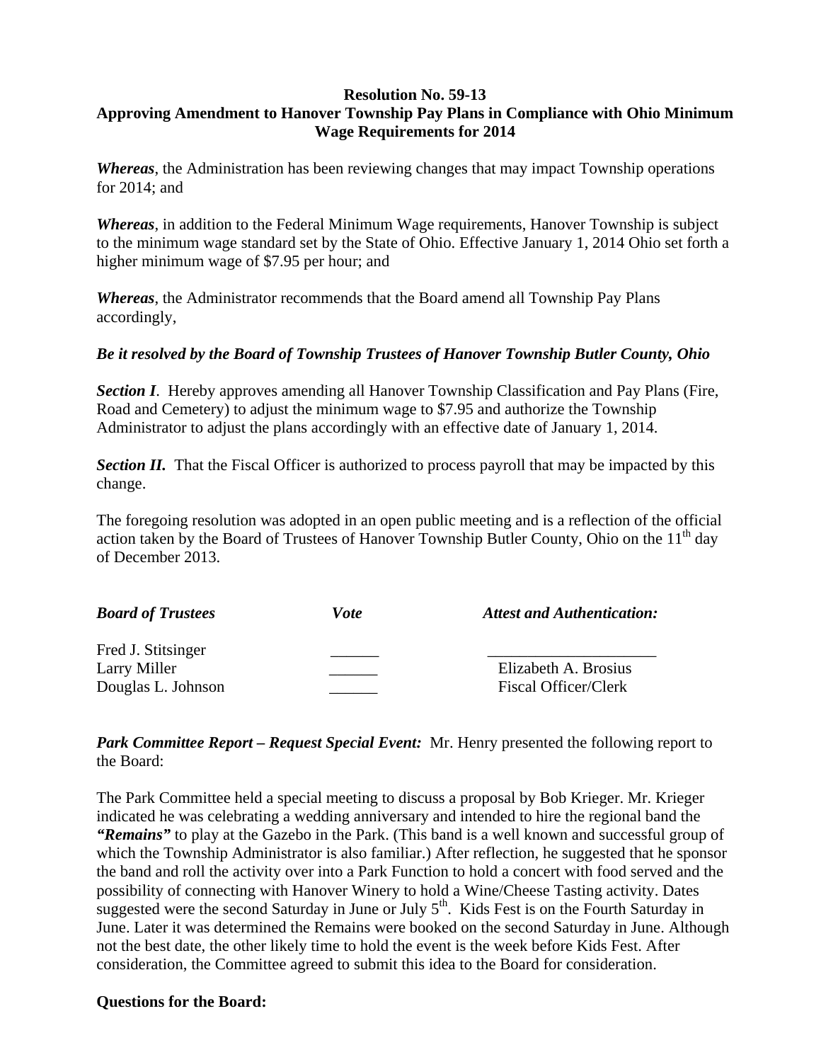**Resolution No. 59-13**
**Approving Amendment to Hanover Township Pay Plans in Compliance with Ohio Minimum Wage Requirements for 2014**

***Whereas***, the Administration has been reviewing changes that may impact Township operations for 2014; and

***Whereas***, in addition to the Federal Minimum Wage requirements, Hanover Township is subject to the minimum wage standard set by the State of Ohio. Effective January 1, 2014 Ohio set forth a higher minimum wage of $7.95 per hour; and

***Whereas***, the Administrator recommends that the Board amend all Township Pay Plans accordingly,

***Be it resolved by the Board of Township Trustees of Hanover Township Butler County, Ohio***

***Section I***. Hereby approves amending all Hanover Township Classification and Pay Plans (Fire, Road and Cemetery) to adjust the minimum wage to $7.95 and authorize the Township Administrator to adjust the plans accordingly with an effective date of January 1, 2014.

***Section II.*** That the Fiscal Officer is authorized to process payroll that may be impacted by this change.

The foregoing resolution was adopted in an open public meeting and is a reflection of the official action taken by the Board of Trustees of Hanover Township Butler County, Ohio on the 11th day of December 2013.

| ***Board of Trustees*** | ***Vote*** | ***Attest and Authentication:*** |
|---|---|---|
| Fred J. Stitsinger | ______ | _____________________ |
| Larry Miller | ______ | Elizabeth A. Brosius |
| Douglas L. Johnson | ______ | Fiscal Officer/Clerk |

***Park Committee Report – Request Special Event:*** Mr. Henry presented the following report to the Board:

The Park Committee held a special meeting to discuss a proposal by Bob Krieger. Mr. Krieger indicated he was celebrating a wedding anniversary and intended to hire the regional band the ***"Remains"*** to play at the Gazebo in the Park. (This band is a well known and successful group of which the Township Administrator is also familiar.) After reflection, he suggested that he sponsor the band and roll the activity over into a Park Function to hold a concert with food served and the possibility of connecting with Hanover Winery to hold a Wine/Cheese Tasting activity. Dates suggested were the second Saturday in June or July 5th. Kids Fest is on the Fourth Saturday in June. Later it was determined the Remains were booked on the second Saturday in June. Although not the best date, the other likely time to hold the event is the week before Kids Fest. After consideration, the Committee agreed to submit this idea to the Board for consideration.

**Questions for the Board:**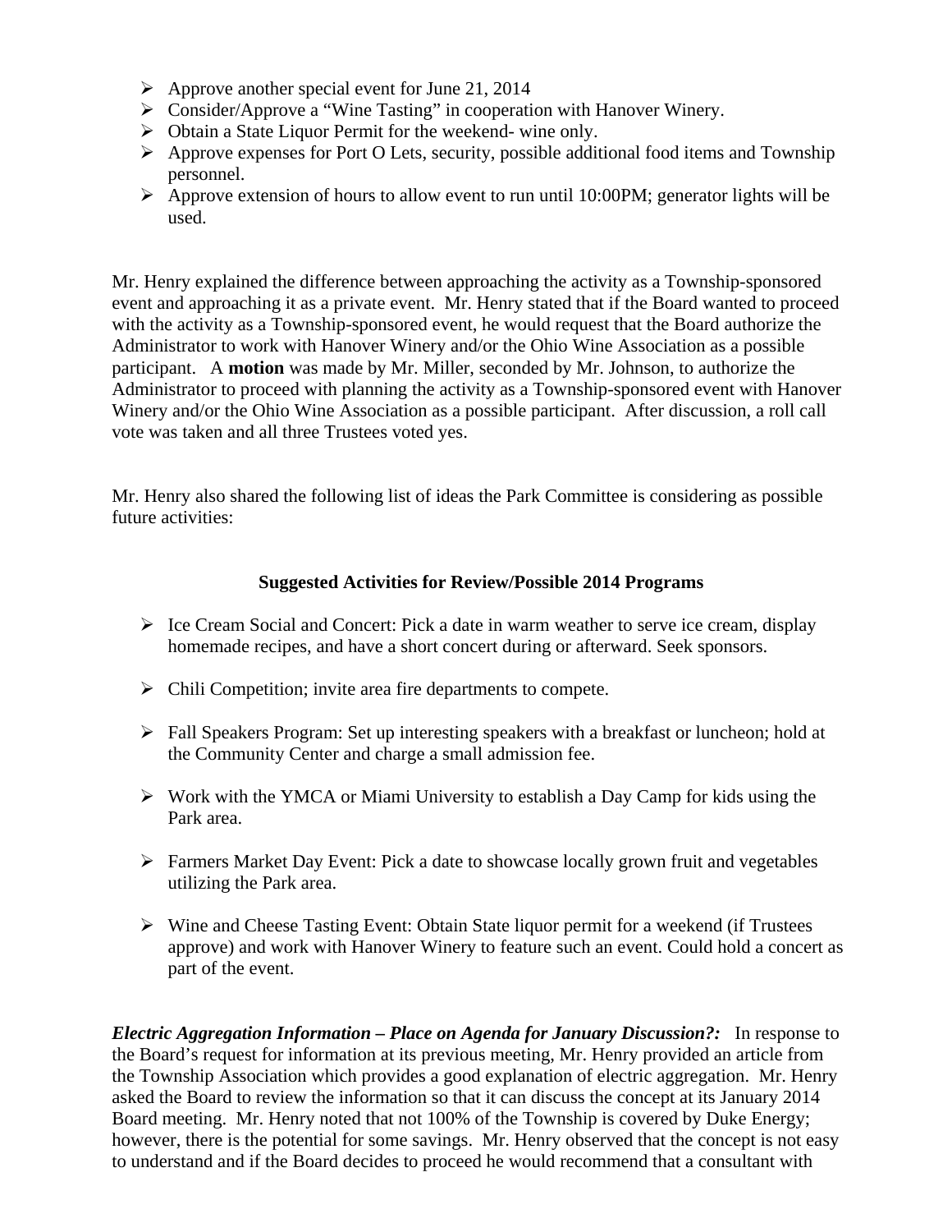- Approve another special event for June 21, 2014
- Consider/Approve a "Wine Tasting" in cooperation with Hanover Winery.
- Obtain a State Liquor Permit for the weekend- wine only.
- Approve expenses for Port O Lets, security, possible additional food items and Township personnel.
- Approve extension of hours to allow event to run until 10:00PM; generator lights will be used.

Mr. Henry explained the difference between approaching the activity as a Township-sponsored event and approaching it as a private event. Mr. Henry stated that if the Board wanted to proceed with the activity as a Township-sponsored event, he would request that the Board authorize the Administrator to work with Hanover Winery and/or the Ohio Wine Association as a possible participant. A **motion** was made by Mr. Miller, seconded by Mr. Johnson, to authorize the Administrator to proceed with planning the activity as a Township-sponsored event with Hanover Winery and/or the Ohio Wine Association as a possible participant. After discussion, a roll call vote was taken and all three Trustees voted yes.

Mr. Henry also shared the following list of ideas the Park Committee is considering as possible future activities:

**Suggested Activities for Review/Possible 2014 Programs**

- Ice Cream Social and Concert: Pick a date in warm weather to serve ice cream, display homemade recipes, and have a short concert during or afterward. Seek sponsors.

- Chili Competition; invite area fire departments to compete.

- Fall Speakers Program: Set up interesting speakers with a breakfast or luncheon; hold at the Community Center and charge a small admission fee.

- Work with the YMCA or Miami University to establish a Day Camp for kids using the Park area.

- Farmers Market Day Event: Pick a date to showcase locally grown fruit and vegetables utilizing the Park area.

- Wine and Cheese Tasting Event: Obtain State liquor permit for a weekend (if Trustees approve) and work with Hanover Winery to feature such an event. Could hold a concert as part of the event.

***Electric Aggregation Information – Place on Agenda for January Discussion?:*** In response to the Board's request for information at its previous meeting, Mr. Henry provided an article from the Township Association which provides a good explanation of electric aggregation. Mr. Henry asked the Board to review the information so that it can discuss the concept at its January 2014 Board meeting. Mr. Henry noted that not 100% of the Township is covered by Duke Energy; however, there is the potential for some savings. Mr. Henry observed that the concept is not easy to understand and if the Board decides to proceed he would recommend that a consultant with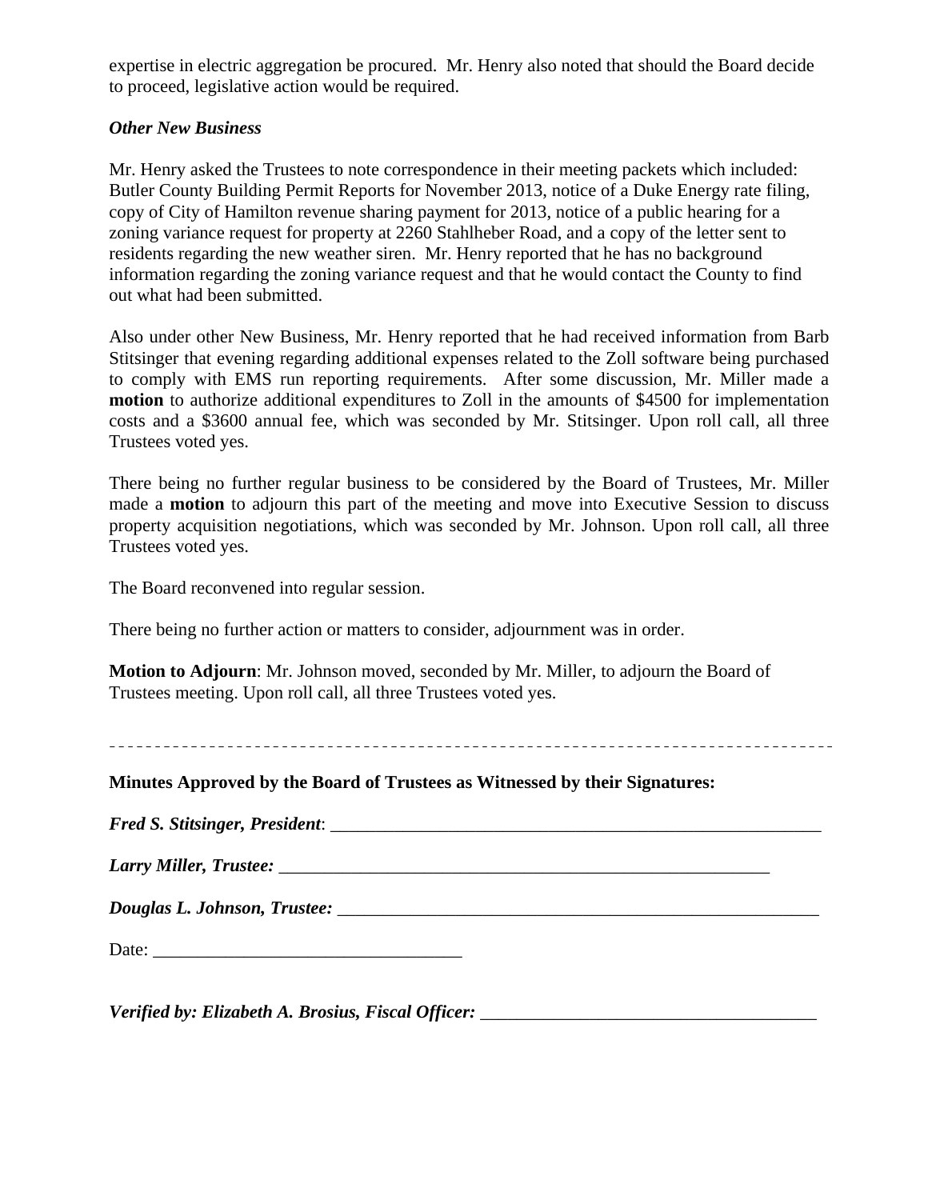expertise in electric aggregation be procured. Mr. Henry also noted that should the Board decide to proceed, legislative action would be required.

***Other New Business***

Mr. Henry asked the Trustees to note correspondence in their meeting packets which included: Butler County Building Permit Reports for November 2013, notice of a Duke Energy rate filing, copy of City of Hamilton revenue sharing payment for 2013, notice of a public hearing for a zoning variance request for property at 2260 Stahlheber Road, and a copy of the letter sent to residents regarding the new weather siren. Mr. Henry reported that he has no background information regarding the zoning variance request and that he would contact the County to find out what had been submitted.

Also under other New Business, Mr. Henry reported that he had received information from Barb Stitsinger that evening regarding additional expenses related to the Zoll software being purchased to comply with EMS run reporting requirements. After some discussion, Mr. Miller made a **motion** to authorize additional expenditures to Zoll in the amounts of $4500 for implementation costs and a $3600 annual fee, which was seconded by Mr. Stitsinger. Upon roll call, all three Trustees voted yes.

There being no further regular business to be considered by the Board of Trustees, Mr. Miller made a **motion** to adjourn this part of the meeting and move into Executive Session to discuss property acquisition negotiations, which was seconded by Mr. Johnson. Upon roll call, all three Trustees voted yes.

The Board reconvened into regular session.

There being no further action or matters to consider, adjournment was in order.

**Motion to Adjourn**: Mr. Johnson moved, seconded by Mr. Miller, to adjourn the Board of Trustees meeting. Upon roll call, all three Trustees voted yes.

---

**Minutes Approved by the Board of Trustees as Witnessed by their Signatures:**

***Fred S. Stitsinger, President***: ________________________________________________________

***Larry Miller, Trustee:*** ________________________________________________________

***Douglas L. Johnson, Trustee:*** ________________________________________________________

Date: __________________________________

***Verified by: Elizabeth A. Brosius, Fiscal Officer:*** ____________________________________